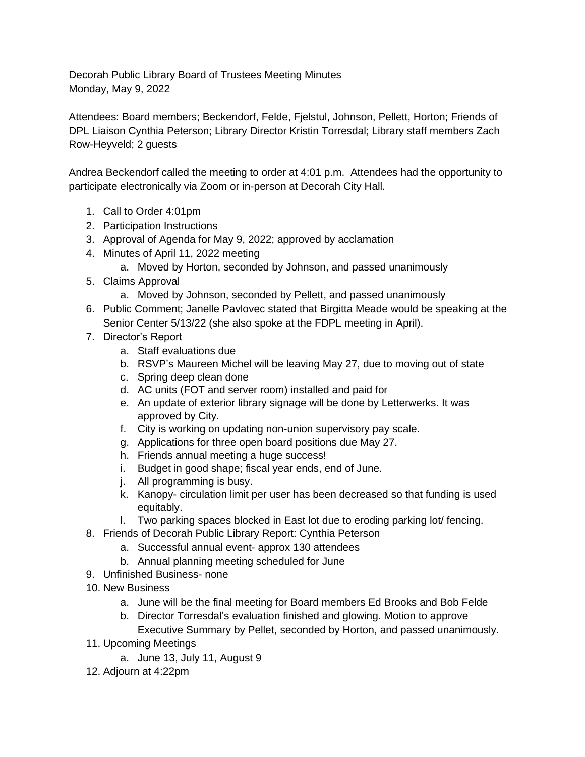Decorah Public Library Board of Trustees Meeting Minutes
Monday, May 9, 2022

Attendees: Board members; Beckendorf, Felde, Fjelstul, Johnson, Pellett, Horton; Friends of DPL Liaison Cynthia Peterson; Library Director Kristin Torresdal; Library staff members Zach Row-Heyveld; 2 guests

Andrea Beckendorf called the meeting to order at 4:01 p.m. Attendees had the opportunity to participate electronically via Zoom or in-person at Decorah City Hall.

1. Call to Order 4:01pm
2. Participation Instructions
3. Approval of Agenda for May 9, 2022; approved by acclamation
4. Minutes of April 11, 2022 meeting
    a. Moved by Horton, seconded by Johnson, and passed unanimously
5. Claims Approval
    a. Moved by Johnson, seconded by Pellett, and passed unanimously
6. Public Comment; Janelle Pavlovec stated that Birgitta Meade would be speaking at the Senior Center 5/13/22 (she also spoke at the FDPL meeting in April).
7. Director's Report
    a. Staff evaluations due
    b. RSVP's Maureen Michel will be leaving May 27, due to moving out of state
    c. Spring deep clean done
    d. AC units (FOT and server room) installed and paid for
    e. An update of exterior library signage will be done by Letterwerks. It was approved by City.
    f. City is working on updating non-union supervisory pay scale.
    g. Applications for three open board positions due May 27.
    h. Friends annual meeting a huge success!
    i. Budget in good shape; fiscal year ends, end of June.
    j. All programming is busy.
    k. Kanopy- circulation limit per user has been decreased so that funding is used equitably.
    l. Two parking spaces blocked in East lot due to eroding parking lot/ fencing.
8. Friends of Decorah Public Library Report: Cynthia Peterson
    a. Successful annual event- approx 130 attendees
    b. Annual planning meeting scheduled for June
9. Unfinished Business- none
10. New Business
    a. June will be the final meeting for Board members Ed Brooks and Bob Felde
    b. Director Torresdal's evaluation finished and glowing. Motion to approve Executive Summary by Pellet, seconded by Horton, and passed unanimously.
11. Upcoming Meetings
    a. June 13, July 11, August 9
12. Adjourn at 4:22pm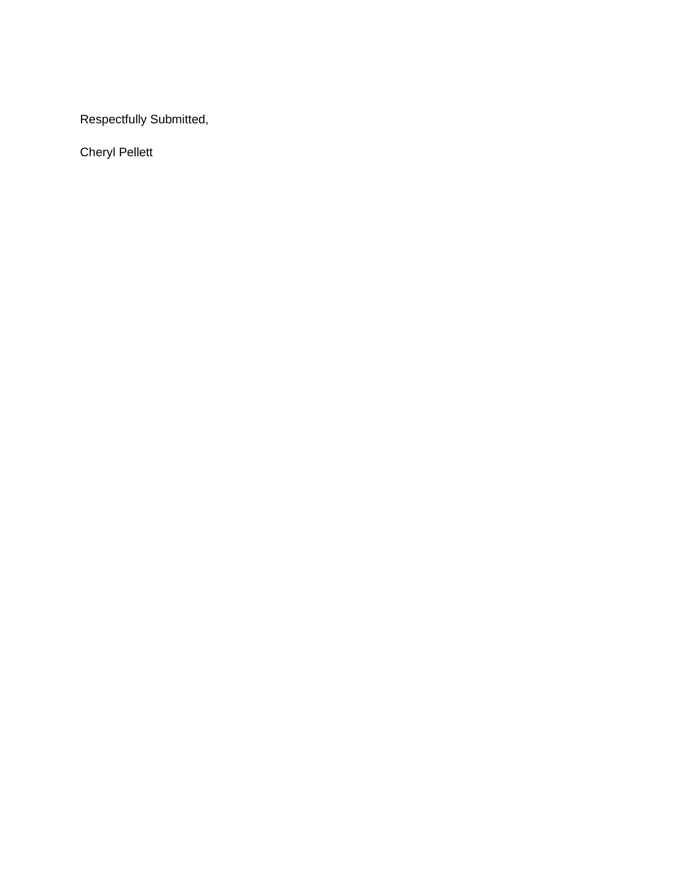Respectfully Submitted,

Cheryl Pellett